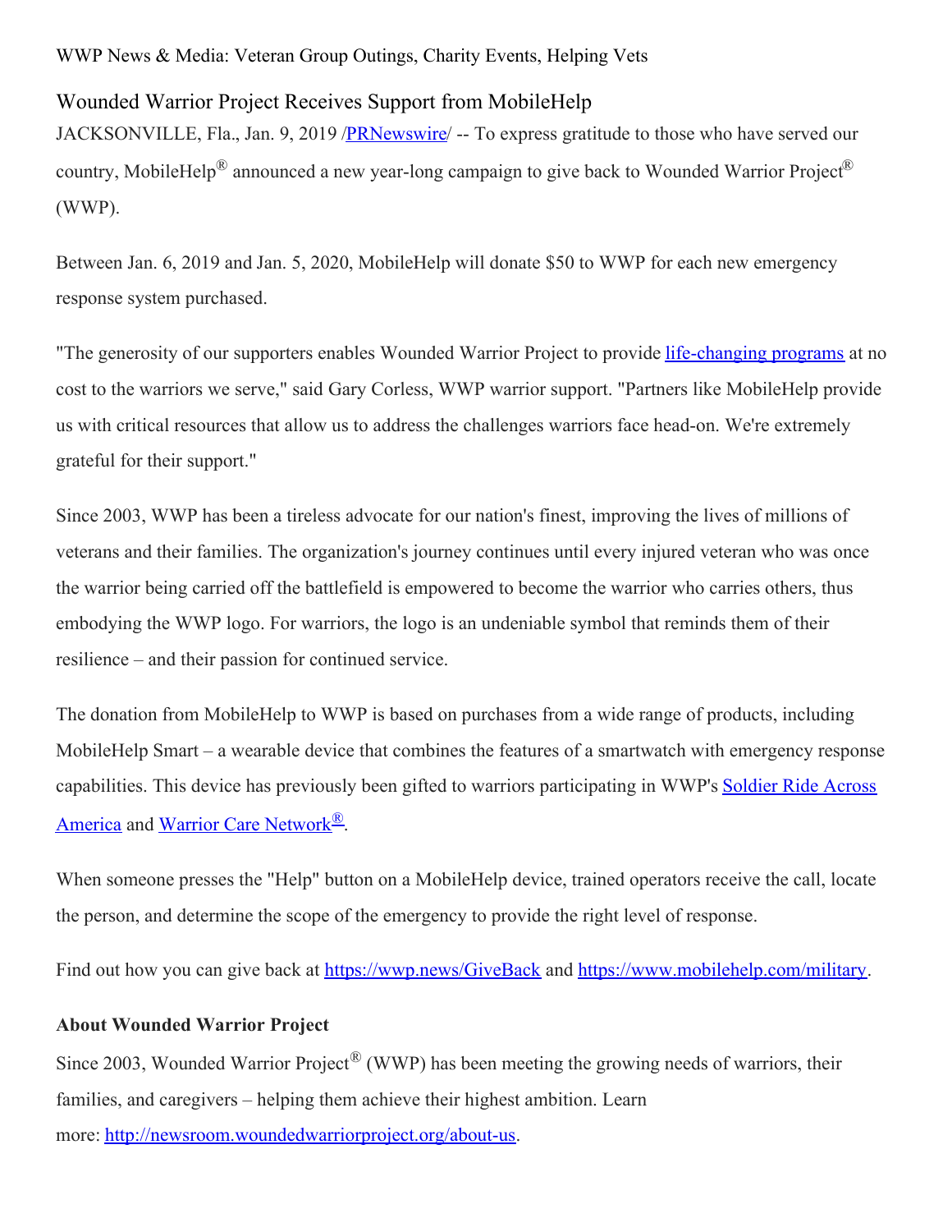WWP News & Media: Veteran Group Outings, Charity Events, Helping Vets

# Wounded Warrior Project Receives Support from MobileHelp

JACKSONVILLE, Fla., Jan. 9, 2019 /[PRNewswire](PRNewswire)/ -- To express gratitude to those who have served our country, MobileHelp® announced a new year-long campaign to give back to Wounded Warrior Project® (WWP).

Between Jan. 6, 2019 and Jan. 5, 2020, MobileHelp will donate $50 to WWP for each new emergency response system purchased.

"The generosity of our supporters enables Wounded Warrior Project to provide life-changing programs at no cost to the warriors we serve," said Gary Corless, WWP warrior support. "Partners like MobileHelp provide us with critical resources that allow us to address the challenges warriors face head-on. We're extremely grateful for their support."

Since 2003, WWP has been a tireless advocate for our nation's finest, improving the lives of millions of veterans and their families. The organization's journey continues until every injured veteran who was once the warrior being carried off the battlefield is empowered to become the warrior who carries others, thus embodying the WWP logo. For warriors, the logo is an undeniable symbol that reminds them of their resilience – and their passion for continued service.

The donation from MobileHelp to WWP is based on purchases from a wide range of products, including MobileHelp Smart – a wearable device that combines the features of a smartwatch with emergency response capabilities. This device has previously been gifted to warriors participating in WWP's Soldier Ride Across America and Warrior Care Network®.

When someone presses the "Help" button on a MobileHelp device, trained operators receive the call, locate the person, and determine the scope of the emergency to provide the right level of response.

Find out how you can give back at https://wwp.news/GiveBack and https://www.mobilehelp.com/military.

**About Wounded Warrior Project**

Since 2003, Wounded Warrior Project® (WWP) has been meeting the growing needs of warriors, their families, and caregivers – helping them achieve their highest ambition. Learn more: http://newsroom.woundedwarriorproject.org/about-us.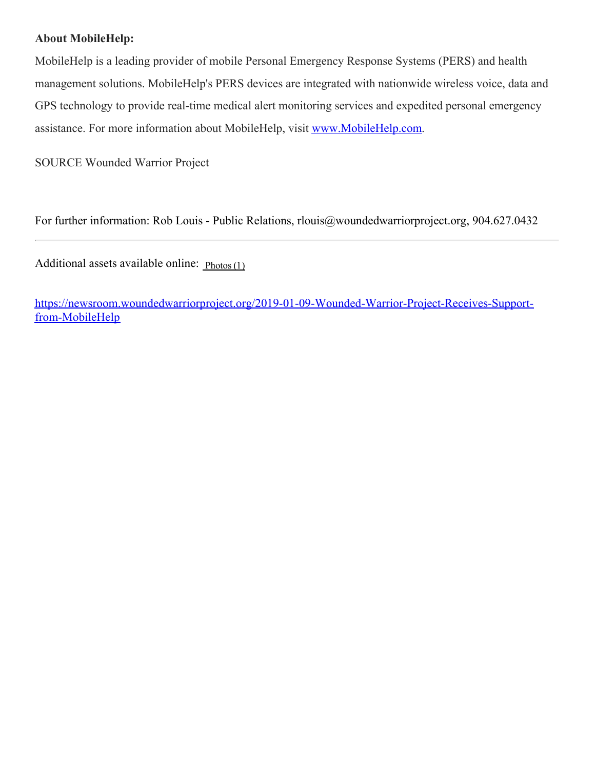**About MobileHelp:**

MobileHelp is a leading provider of mobile Personal Emergency Response Systems (PERS) and health management solutions. MobileHelp's PERS devices are integrated with nationwide wireless voice, data and GPS technology to provide real-time medical alert monitoring services and expedited personal emergency assistance. For more information about MobileHelp, visit [www.MobileHelp.com](http://www.MobileHelp.com).

SOURCE Wounded Warrior Project

For further information: Rob Louis - Public Relations, rlouis@woundedwarriorproject.org, 904.627.0432

---

Additional assets available online: Photos (1)

[https://newsroom.woundedwarriorproject.org/2019-01-09-Wounded-Warrior-Project-Receives-Support-from-MobileHelp](https://newsroom.woundedwarriorproject.org/2019-01-09-Wounded-Warrior-Project-Receives-Support-from-MobileHelp)